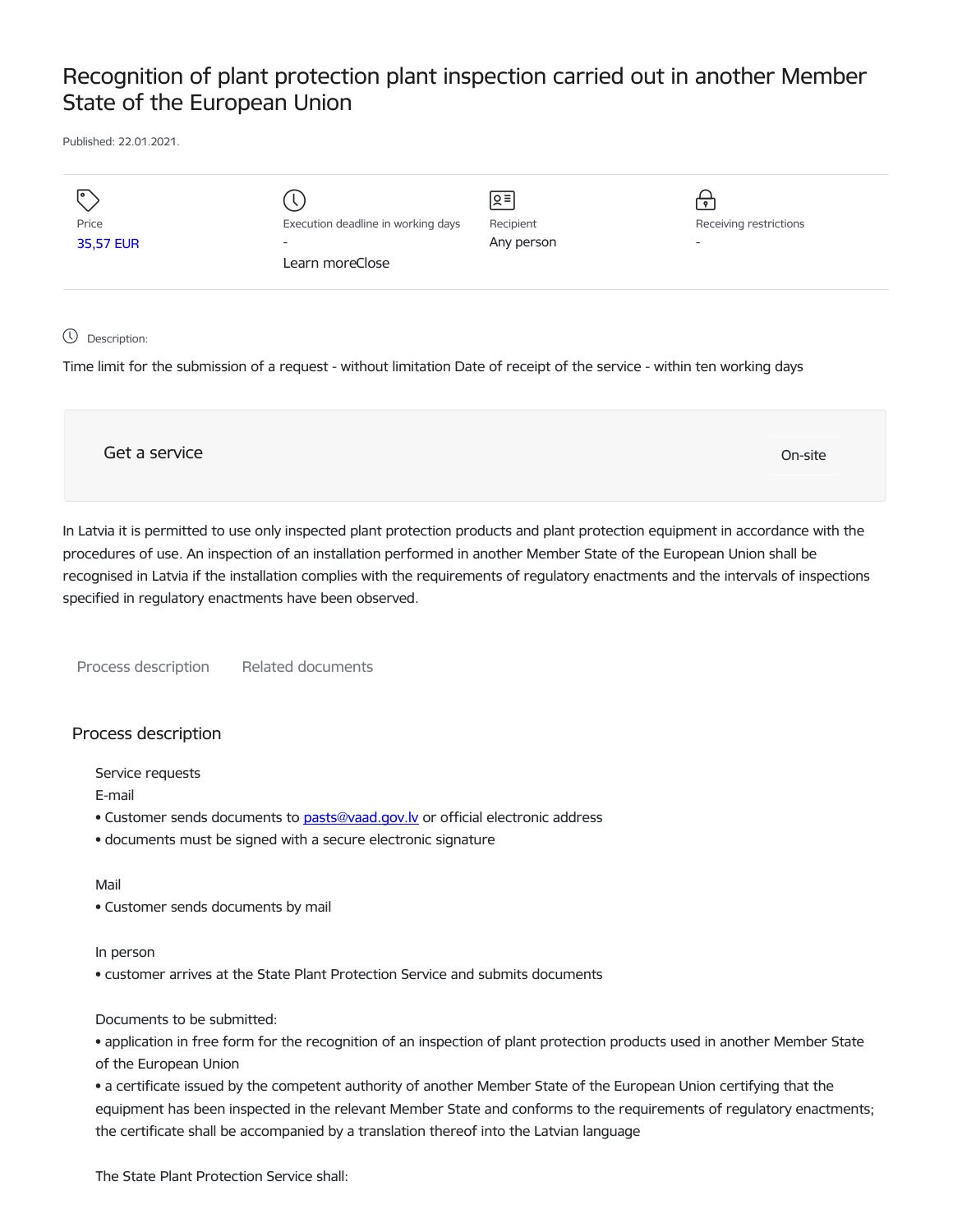# Recognition of plant protection plant inspection carried out in another Member State of the European Union

Published: 22.01.2021.

| Price | Execution deadline in working days | Recipient | Receiving restrictions |
| --- | --- | --- | --- |
| 35,57 EUR | - | Any person | - |

Learn moreClose

Description:

Time limit for the submission of a request - without limitation Date of receipt of the service - within ten working days

Get a service

On-site

In Latvia it is permitted to use only inspected plant protection products and plant protection equipment in accordance with the procedures of use. An inspection of an installation performed in another Member State of the European Union shall be recognised in Latvia if the installation complies with the requirements of regulatory enactments and the intervals of inspections specified in regulatory enactments have been observed.

Process description | Related documents

## Process description

Service requests

E-mail

- Customer sends documents to pasts@vaad.gov.lv or official electronic address
- documents must be signed with a secure electronic signature

Mail

- Customer sends documents by mail

In person

- customer arrives at the State Plant Protection Service and submits documents

Documents to be submitted:

- application in free form for the recognition of an inspection of plant protection products used in another Member State of the European Union
- a certificate issued by the competent authority of another Member State of the European Union certifying that the equipment has been inspected in the relevant Member State and conforms to the requirements of regulatory enactments; the certificate shall be accompanied by a translation thereof into the Latvian language

The State Plant Protection Service shall: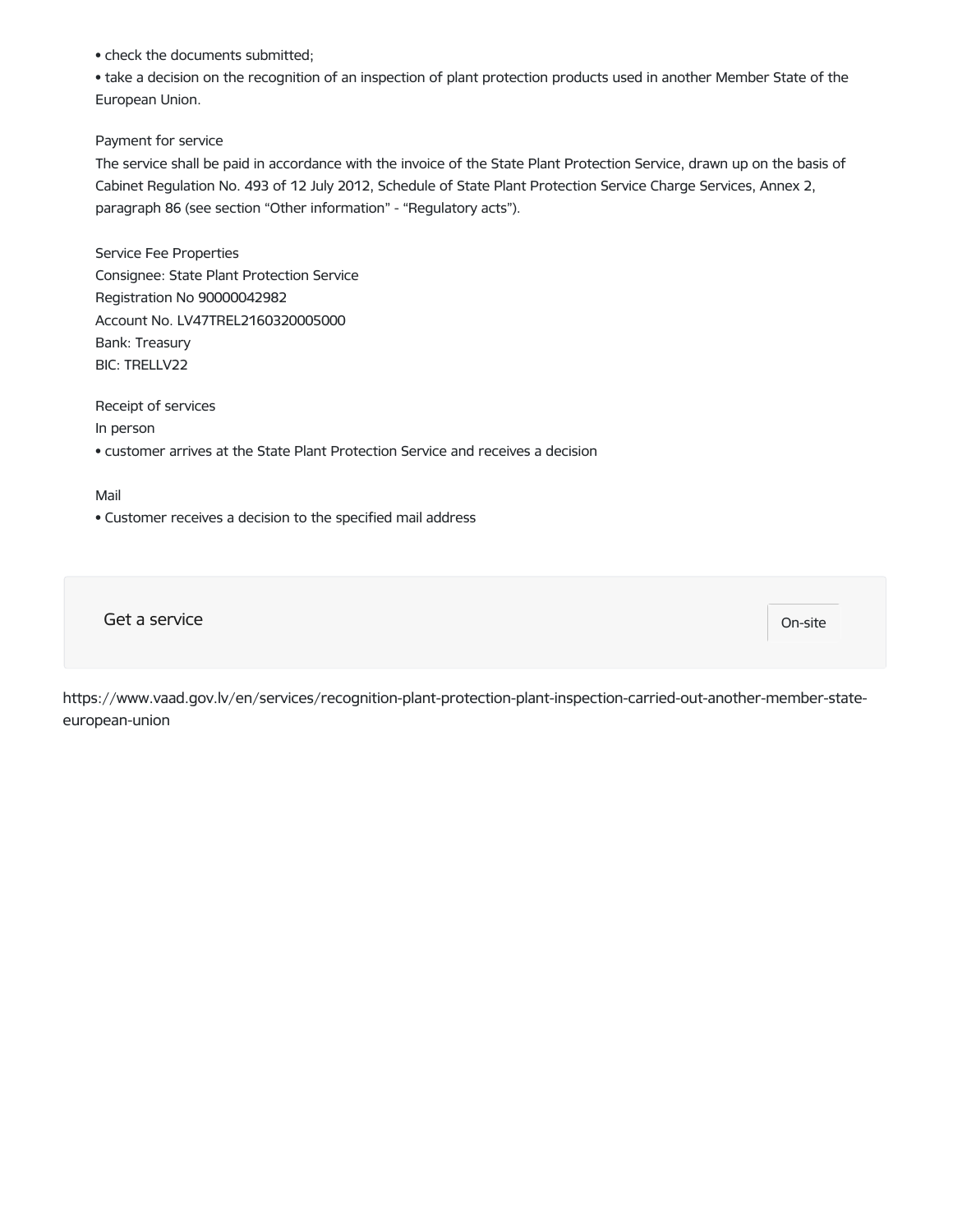- check the documents submitted;
- take a decision on the recognition of an inspection of plant protection products used in another Member State of the European Union.

Payment for service

The service shall be paid in accordance with the invoice of the State Plant Protection Service, drawn up on the basis of Cabinet Regulation No. 493 of 12 July 2012, Schedule of State Plant Protection Service Charge Services, Annex 2, paragraph 86 (see section "Other information" - "Regulatory acts").

Service Fee Properties

Consignee: State Plant Protection Service
Registration No 90000042982
Account No. LV47TREL2160320005000
Bank: Treasury
BIC: TRELLV22

Receipt of services

In person

- customer arrives at the State Plant Protection Service and receives a decision

Mail

- Customer receives a decision to the specified mail address

Get a service

On-site

https://www.vaad.gov.lv/en/services/recognition-plant-protection-plant-inspection-carried-out-another-member-state-european-union